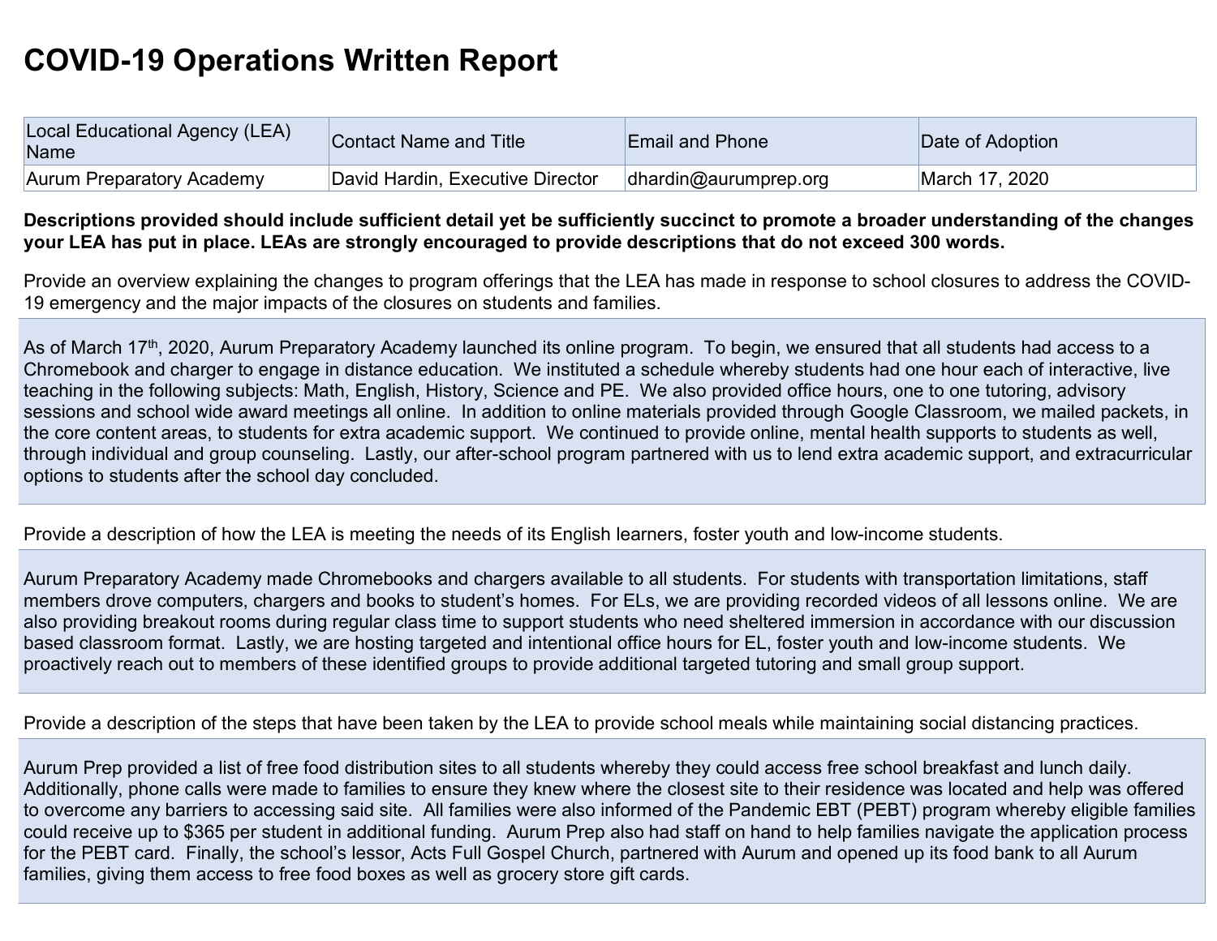# COVID-19 Operations Written Report

| Local Educational Agency (LEA) Name | Contact Name and Title | Email and Phone | Date of Adoption |
|---|---|---|---|
| Aurum Preparatory Academy | David Hardin, Executive Director | dhardin@aurumprep.org | March 17, 2020 |

**Descriptions provided should include sufficient detail yet be sufficiently succinct to promote a broader understanding of the changes your LEA has put in place. LEAs are strongly encouraged to provide descriptions that do not exceed 300 words.**

Provide an overview explaining the changes to program offerings that the LEA has made in response to school closures to address the COVID-19 emergency and the major impacts of the closures on students and families.

As of March 17th, 2020, Aurum Preparatory Academy launched its online program. To begin, we ensured that all students had access to a Chromebook and charger to engage in distance education. We instituted a schedule whereby students had one hour each of interactive, live teaching in the following subjects: Math, English, History, Science and PE. We also provided office hours, one to one tutoring, advisory sessions and school wide award meetings all online. In addition to online materials provided through Google Classroom, we mailed packets, in the core content areas, to students for extra academic support. We continued to provide online, mental health supports to students as well, through individual and group counseling. Lastly, our after-school program partnered with us to lend extra academic support, and extracurricular options to students after the school day concluded.

Provide a description of how the LEA is meeting the needs of its English learners, foster youth and low-income students.

Aurum Preparatory Academy made Chromebooks and chargers available to all students. For students with transportation limitations, staff members drove computers, chargers and books to student's homes. For ELs, we are providing recorded videos of all lessons online. We are also providing breakout rooms during regular class time to support students who need sheltered immersion in accordance with our discussion based classroom format. Lastly, we are hosting targeted and intentional office hours for EL, foster youth and low-income students. We proactively reach out to members of these identified groups to provide additional targeted tutoring and small group support.

Provide a description of the steps that have been taken by the LEA to provide school meals while maintaining social distancing practices.

Aurum Prep provided a list of free food distribution sites to all students whereby they could access free school breakfast and lunch daily. Additionally, phone calls were made to families to ensure they knew where the closest site to their residence was located and help was offered to overcome any barriers to accessing said site. All families were also informed of the Pandemic EBT (PEBT) program whereby eligible families could receive up to $365 per student in additional funding. Aurum Prep also had staff on hand to help families navigate the application process for the PEBT card. Finally, the school's lessor, Acts Full Gospel Church, partnered with Aurum and opened up its food bank to all Aurum families, giving them access to free food boxes as well as grocery store gift cards.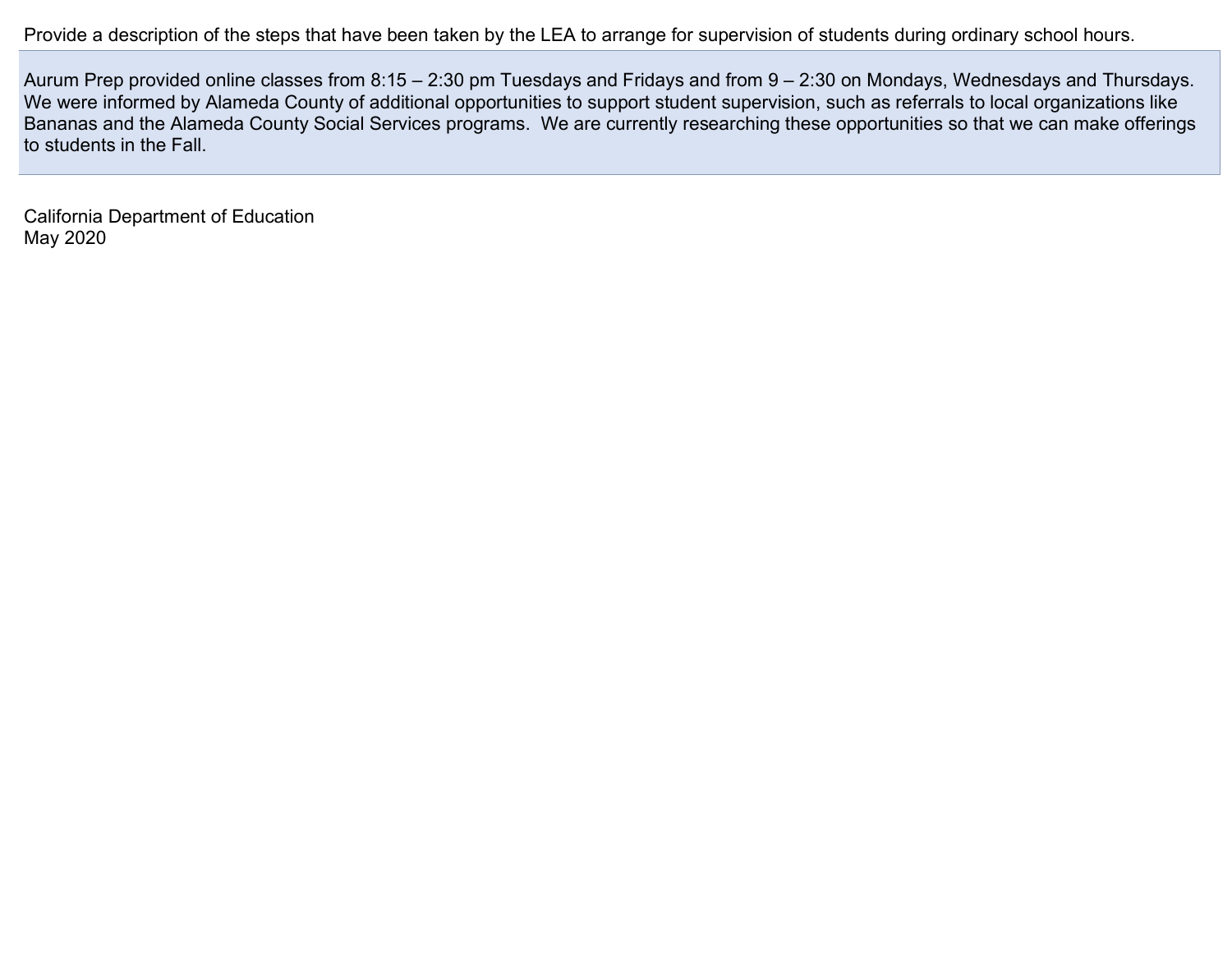Provide a description of the steps that have been taken by the LEA to arrange for supervision of students during ordinary school hours.

Aurum Prep provided online classes from 8:15 – 2:30 pm Tuesdays and Fridays and from 9 – 2:30 on Mondays, Wednesdays and Thursdays. We were informed by Alameda County of additional opportunities to support student supervision, such as referrals to local organizations like Bananas and the Alameda County Social Services programs. We are currently researching these opportunities so that we can make offerings to students in the Fall.

California Department of Education
May 2020